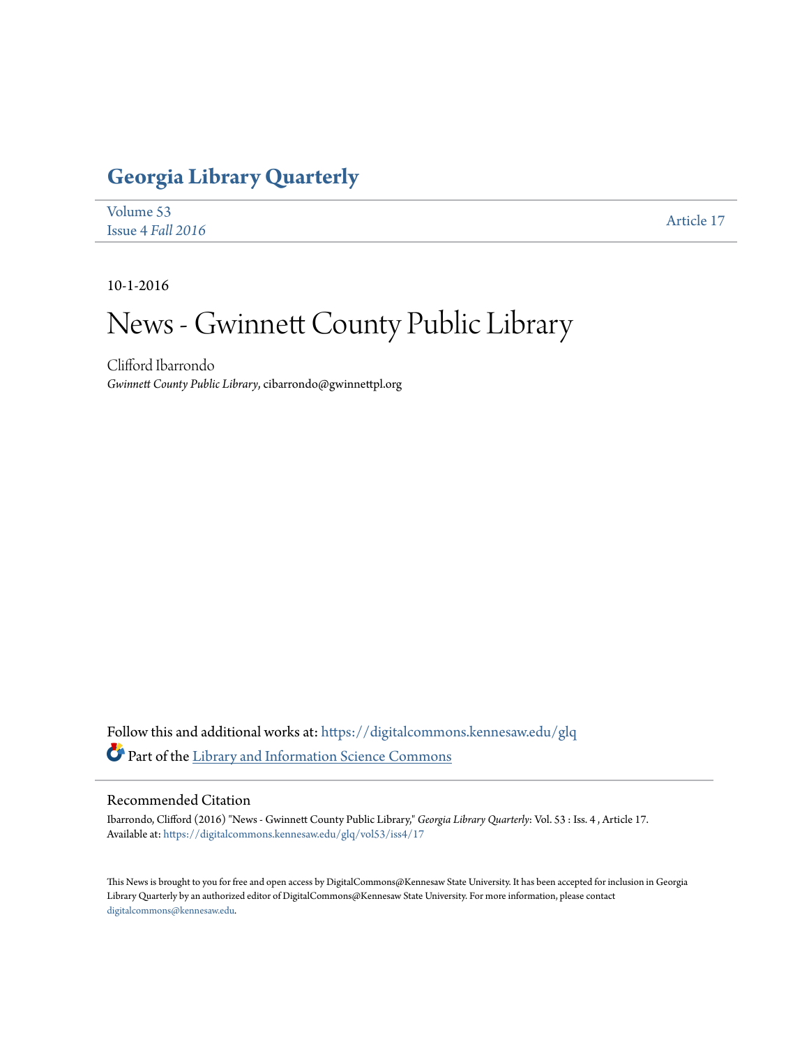# Georgia Library Quarterly

Volume 53
Issue 4 *Fall 2016*

Article 17

10-1-2016

# News - Gwinnett County Public Library

Clifford Ibarrondo
*Gwinnett County Public Library*, cibarrondo@gwinnettpl.org

Follow this and additional works at: https://digitalcommons.kennesaw.edu/glq

Part of the Library and Information Science Commons

## Recommended Citation

Ibarrondo, Clifford (2016) "News - Gwinnett County Public Library," *Georgia Library Quarterly*: Vol. 53 : Iss. 4 , Article 17.
Available at: https://digitalcommons.kennesaw.edu/glq/vol53/iss4/17

This News is brought to you for free and open access by DigitalCommons@Kennesaw State University. It has been accepted for inclusion in Georgia Library Quarterly by an authorized editor of DigitalCommons@Kennesaw State University. For more information, please contact digitalcommons@kennesaw.edu.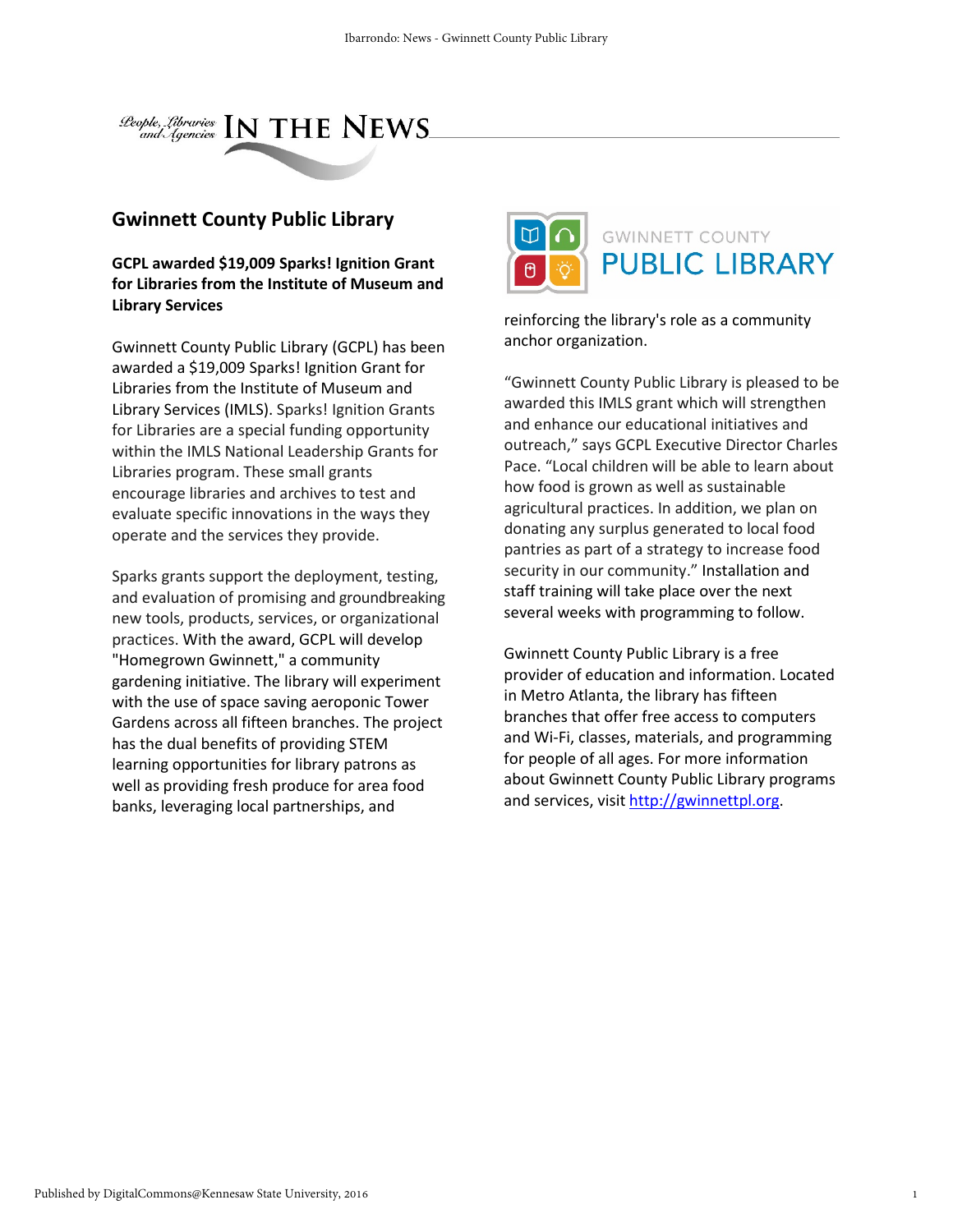# IN THE NEWS

## Gwinnett County Public Library

**GCPL awarded $19,009 Sparks! Ignition Grant for Libraries from the Institute of Museum and Library Services**

Gwinnett County Public Library (GCPL) has been awarded a $19,009 Sparks! Ignition Grant for Libraries from the Institute of Museum and Library Services (IMLS). Sparks! Ignition Grants for Libraries are a special funding opportunity within the IMLS National Leadership Grants for Libraries program. These small grants encourage libraries and archives to test and evaluate specific innovations in the ways they operate and the services they provide.

Sparks grants support the deployment, testing, and evaluation of promising and groundbreaking new tools, products, services, or organizational practices. With the award, GCPL will develop "Homegrown Gwinnett," a community gardening initiative. The library will experiment with the use of space saving aeroponic Tower Gardens across all fifteen branches. The project has the dual benefits of providing STEM learning opportunities for library patrons as well as providing fresh produce for area food banks, leveraging local partnerships, and reinforcing the library's role as a community anchor organization.

"Gwinnett County Public Library is pleased to be awarded this IMLS grant which will strengthen and enhance our educational initiatives and outreach," says GCPL Executive Director Charles Pace. "Local children will be able to learn about how food is grown as well as sustainable agricultural practices. In addition, we plan on donating any surplus generated to local food pantries as part of a strategy to increase food security in our community." Installation and staff training will take place over the next several weeks with programming to follow.

Gwinnett County Public Library is a free provider of education and information. Located in Metro Atlanta, the library has fifteen branches that offer free access to computers and Wi-Fi, classes, materials, and programming for people of all ages. For more information about Gwinnett County Public Library programs and services, visit http://gwinnettpl.org.